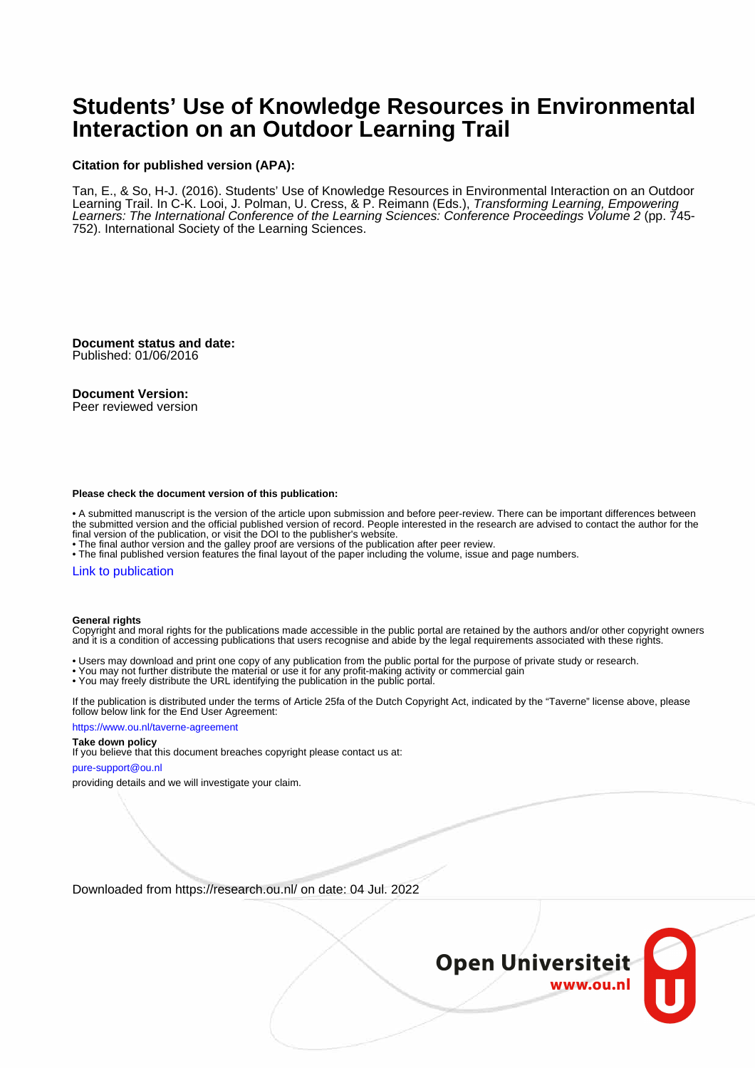# Students' Use of Knowledge Resources in Environmental Interaction on an Outdoor Learning Trail

**Citation for published version (APA):**

Tan, E., & So, H-J. (2016). Students' Use of Knowledge Resources in Environmental Interaction on an Outdoor Learning Trail. In C-K. Looi, J. Polman, U. Cress, & P. Reimann (Eds.), *Transforming Learning, Empowering Learners: The International Conference of the Learning Sciences: Conference Proceedings Volume 2* (pp. 745-752). International Society of the Learning Sciences.

**Document status and date:**
Published: 01/06/2016

**Document Version:**
Peer reviewed version

**Please check the document version of this publication:**

• A submitted manuscript is the version of the article upon submission and before peer-review. There can be important differences between the submitted version and the official published version of record. People interested in the research are advised to contact the author for the final version of the publication, or visit the DOI to the publisher's website.
• The final author version and the galley proof are versions of the publication after peer review.
• The final published version features the final layout of the paper including the volume, issue and page numbers.

Link to publication

**General rights**
Copyright and moral rights for the publications made accessible in the public portal are retained by the authors and/or other copyright owners and it is a condition of accessing publications that users recognise and abide by the legal requirements associated with these rights.

• Users may download and print one copy of any publication from the public portal for the purpose of private study or research.
• You may not further distribute the material or use it for any profit-making activity or commercial gain
• You may freely distribute the URL identifying the publication in the public portal.

If the publication is distributed under the terms of Article 25fa of the Dutch Copyright Act, indicated by the "Taverne" license above, please follow below link for the End User Agreement:

https://www.ou.nl/taverne-agreement

**Take down policy**
If you believe that this document breaches copyright please contact us at:

pure-support@ou.nl

providing details and we will investigate your claim.

Downloaded from https://research.ou.nl/ on date: 04 Jul. 2022

Open Universiteit
www.ou.nl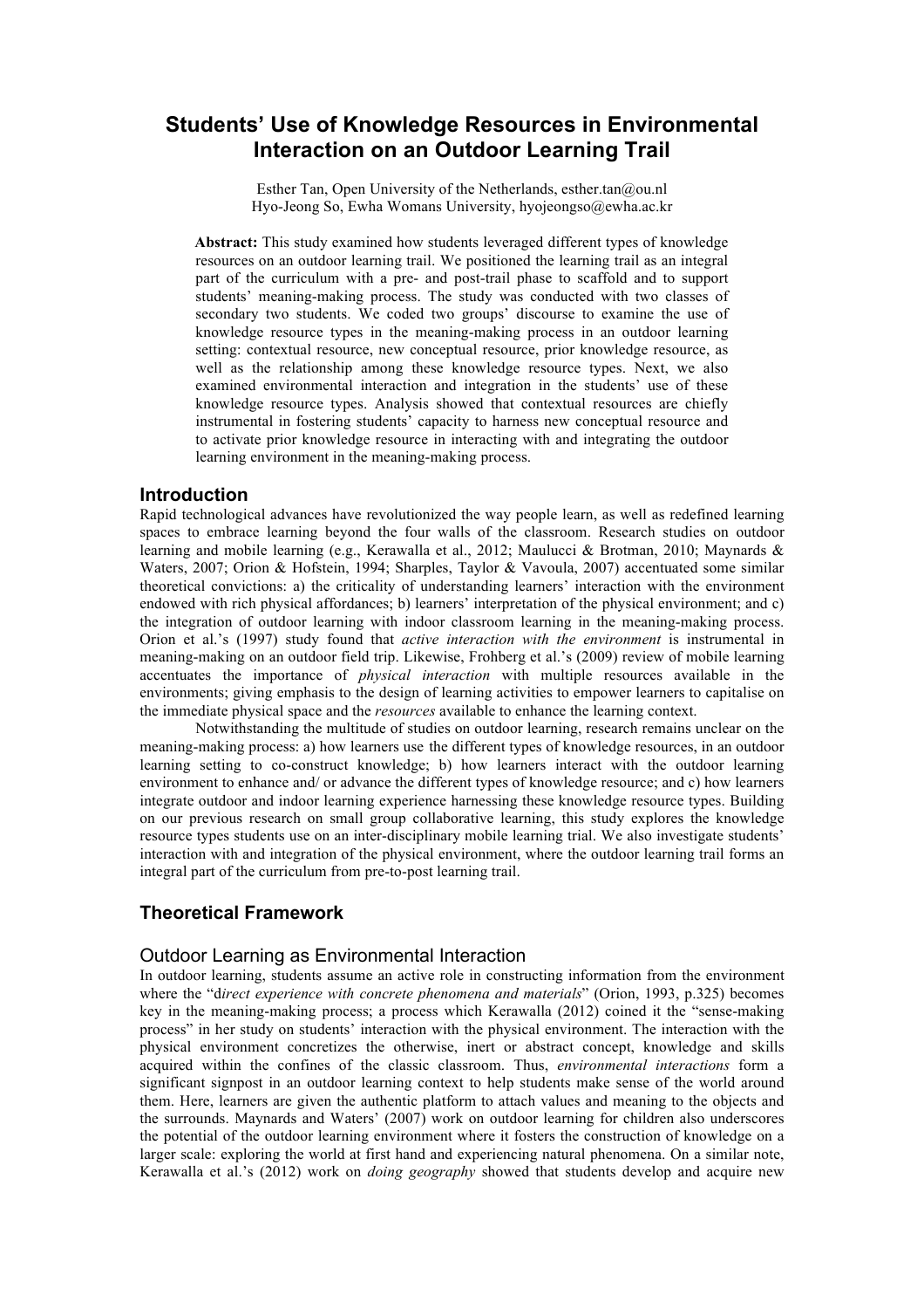# Students' Use of Knowledge Resources in Environmental Interaction on an Outdoor Learning Trail

Esther Tan, Open University of the Netherlands, esther.tan@ou.nl
Hyo-Jeong So, Ewha Womans University, hyojeongso@ewha.ac.kr

**Abstract:** This study examined how students leveraged different types of knowledge resources on an outdoor learning trail. We positioned the learning trail as an integral part of the curriculum with a pre- and post-trail phase to scaffold and to support students' meaning-making process. The study was conducted with two classes of secondary two students. We coded two groups' discourse to examine the use of knowledge resource types in the meaning-making process in an outdoor learning setting: contextual resource, new conceptual resource, prior knowledge resource, as well as the relationship among these knowledge resource types. Next, we also examined environmental interaction and integration in the students' use of these knowledge resource types. Analysis showed that contextual resources are chiefly instrumental in fostering students' capacity to harness new conceptual resource and to activate prior knowledge resource in interacting with and integrating the outdoor learning environment in the meaning-making process.

## Introduction

Rapid technological advances have revolutionized the way people learn, as well as redefined learning spaces to embrace learning beyond the four walls of the classroom. Research studies on outdoor learning and mobile learning (e.g., Kerawalla et al., 2012; Maulucci & Brotman, 2010; Maynards & Waters, 2007; Orion & Hofstein, 1994; Sharples, Taylor & Vavoula, 2007) accentuated some similar theoretical convictions: a) the criticality of understanding learners' interaction with the environment endowed with rich physical affordances; b) learners' interpretation of the physical environment; and c) the integration of outdoor learning with indoor classroom learning in the meaning-making process. Orion et al.'s (1997) study found that *active interaction with the environment* is instrumental in meaning-making on an outdoor field trip. Likewise, Frohberg et al.'s (2009) review of mobile learning accentuates the importance of *physical interaction* with multiple resources available in the environments; giving emphasis to the design of learning activities to empower learners to capitalise on the immediate physical space and the *resources* available to enhance the learning context.

Notwithstanding the multitude of studies on outdoor learning, research remains unclear on the meaning-making process: a) how learners use the different types of knowledge resources, in an outdoor learning setting to co-construct knowledge; b) how learners interact with the outdoor learning environment to enhance and/ or advance the different types of knowledge resource; and c) how learners integrate outdoor and indoor learning experience harnessing these knowledge resource types. Building on our previous research on small group collaborative learning, this study explores the knowledge resource types students use on an inter-disciplinary mobile learning trial. We also investigate students' interaction with and integration of the physical environment, where the outdoor learning trail forms an integral part of the curriculum from pre-to-post learning trail.

## Theoretical Framework

### Outdoor Learning as Environmental Interaction

In outdoor learning, students assume an active role in constructing information from the environment where the "d*irect experience with concrete phenomena and materials*" (Orion, 1993, p.325) becomes key in the meaning-making process; a process which Kerawalla (2012) coined it the "sense-making process" in her study on students' interaction with the physical environment. The interaction with the physical environment concretizes the otherwise, inert or abstract concept, knowledge and skills acquired within the confines of the classic classroom. Thus, *environmental interactions* form a significant signpost in an outdoor learning context to help students make sense of the world around them. Here, learners are given the authentic platform to attach values and meaning to the objects and the surrounds. Maynards and Waters' (2007) work on outdoor learning for children also underscores the potential of the outdoor learning environment where it fosters the construction of knowledge on a larger scale: exploring the world at first hand and experiencing natural phenomena. On a similar note, Kerawalla et al.'s (2012) work on *doing geography* showed that students develop and acquire new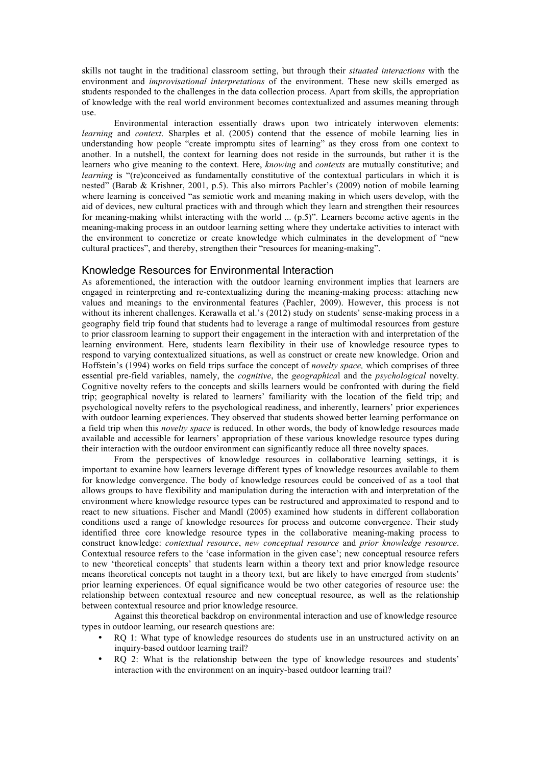skills not taught in the traditional classroom setting, but through their *situated interactions* with the environment and *improvisational interpretations* of the environment. These new skills emerged as students responded to the challenges in the data collection process. Apart from skills, the appropriation of knowledge with the real world environment becomes contextualized and assumes meaning through use.

Environmental interaction essentially draws upon two intricately interwoven elements: *learning* and *context*. Sharples et al. (2005) contend that the essence of mobile learning lies in understanding how people "create impromptu sites of learning" as they cross from one context to another. In a nutshell, the context for learning does not reside in the surrounds, but rather it is the learners who give meaning to the context. Here, *knowing* and *contexts* are mutually constitutive; and *learning* is "(re)conceived as fundamentally constitutive of the contextual particulars in which it is nested" (Barab & Krishner, 2001, p.5). This also mirrors Pachler's (2009) notion of mobile learning where learning is conceived "as semiotic work and meaning making in which users develop, with the aid of devices, new cultural practices with and through which they learn and strengthen their resources for meaning-making whilst interacting with the world ... (p.5)". Learners become active agents in the meaning-making process in an outdoor learning setting where they undertake activities to interact with the environment to concretize or create knowledge which culminates in the development of "new cultural practices", and thereby, strengthen their "resources for meaning-making".

## Knowledge Resources for Environmental Interaction

As aforementioned, the interaction with the outdoor learning environment implies that learners are engaged in reinterpreting and re-contextualizing during the meaning-making process: attaching new values and meanings to the environmental features (Pachler, 2009). However, this process is not without its inherent challenges. Kerawalla et al.'s (2012) study on students' sense-making process in a geography field trip found that students had to leverage a range of multimodal resources from gesture to prior classroom learning to support their engagement in the interaction with and interpretation of the learning environment. Here, students learn flexibility in their use of knowledge resource types to respond to varying contextualized situations, as well as construct or create new knowledge. Orion and Hoffstein's (1994) works on field trips surface the concept of *novelty space,* which comprises of three essential pre-field variables, namely, the *cognitive*, the *geographica*l and the *psychological* novelty. Cognitive novelty refers to the concepts and skills learners would be confronted with during the field trip; geographical novelty is related to learners' familiarity with the location of the field trip; and psychological novelty refers to the psychological readiness, and inherently, learners' prior experiences with outdoor learning experiences. They observed that students showed better learning performance on a field trip when this *novelty space* is reduced. In other words, the body of knowledge resources made available and accessible for learners' appropriation of these various knowledge resource types during their interaction with the outdoor environment can significantly reduce all three novelty spaces.

From the perspectives of knowledge resources in collaborative learning settings, it is important to examine how learners leverage different types of knowledge resources available to them for knowledge convergence. The body of knowledge resources could be conceived of as a tool that allows groups to have flexibility and manipulation during the interaction with and interpretation of the environment where knowledge resource types can be restructured and approximated to respond and to react to new situations. Fischer and Mandl (2005) examined how students in different collaboration conditions used a range of knowledge resources for process and outcome convergence. Their study identified three core knowledge resource types in the collaborative meaning-making process to construct knowledge: *contextual resource*, *new conceptual resource* and *prior knowledge resource*. Contextual resource refers to the 'case information in the given case'; new conceptual resource refers to new 'theoretical concepts' that students learn within a theory text and prior knowledge resource means theoretical concepts not taught in a theory text, but are likely to have emerged from students' prior learning experiences. Of equal significance would be two other categories of resource use: the relationship between contextual resource and new conceptual resource, as well as the relationship between contextual resource and prior knowledge resource.

Against this theoretical backdrop on environmental interaction and use of knowledge resource types in outdoor learning, our research questions are:

- RQ 1: What type of knowledge resources do students use in an unstructured activity on an inquiry-based outdoor learning trail?
- RQ 2: What is the relationship between the type of knowledge resources and students' interaction with the environment on an inquiry-based outdoor learning trail?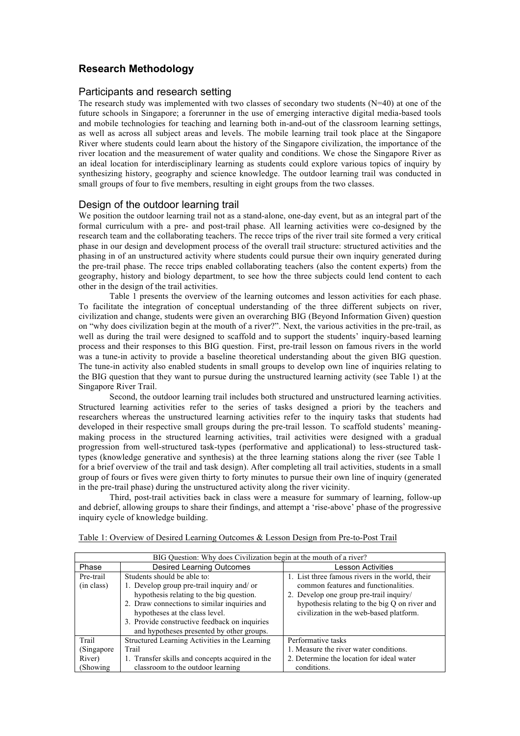## Research Methodology

### Participants and research setting

The research study was implemented with two classes of secondary two students (N=40) at one of the future schools in Singapore; a forerunner in the use of emerging interactive digital media-based tools and mobile technologies for teaching and learning both in-and-out of the classroom learning settings, as well as across all subject areas and levels. The mobile learning trail took place at the Singapore River where students could learn about the history of the Singapore civilization, the importance of the river location and the measurement of water quality and conditions. We chose the Singapore River as an ideal location for interdisciplinary learning as students could explore various topics of inquiry by synthesizing history, geography and science knowledge. The outdoor learning trail was conducted in small groups of four to five members, resulting in eight groups from the two classes.

### Design of the outdoor learning trail

We position the outdoor learning trail not as a stand-alone, one-day event, but as an integral part of the formal curriculum with a pre- and post-trail phase. All learning activities were co-designed by the research team and the collaborating teachers. The recce trips of the river trail site formed a very critical phase in our design and development process of the overall trail structure: structured activities and the phasing in of an unstructured activity where students could pursue their own inquiry generated during the pre-trail phase. The recce trips enabled collaborating teachers (also the content experts) from the geography, history and biology department, to see how the three subjects could lend content to each other in the design of the trail activities.

Table 1 presents the overview of the learning outcomes and lesson activities for each phase. To facilitate the integration of conceptual understanding of the three different subjects on river, civilization and change, students were given an overarching BIG (Beyond Information Given) question on "why does civilization begin at the mouth of a river?". Next, the various activities in the pre-trail, as well as during the trail were designed to scaffold and to support the students' inquiry-based learning process and their responses to this BIG question. First, pre-trail lesson on famous rivers in the world was a tune-in activity to provide a baseline theoretical understanding about the given BIG question. The tune-in activity also enabled students in small groups to develop own line of inquiries relating to the BIG question that they want to pursue during the unstructured learning activity (see Table 1) at the Singapore River Trail.

Second, the outdoor learning trail includes both structured and unstructured learning activities. Structured learning activities refer to the series of tasks designed a priori by the teachers and researchers whereas the unstructured learning activities refer to the inquiry tasks that students had developed in their respective small groups during the pre-trail lesson. To scaffold students' meaning-making process in the structured learning activities, trail activities were designed with a gradual progression from well-structured task-types (performative and applicational) to less-structured task-types (knowledge generative and synthesis) at the three learning stations along the river (see Table 1 for a brief overview of the trail and task design). After completing all trail activities, students in a small group of fours or fives were given thirty to forty minutes to pursue their own line of inquiry (generated in the pre-trail phase) during the unstructured activity along the river vicinity.

Third, post-trail activities back in class were a measure for summary of learning, follow-up and debrief, allowing groups to share their findings, and attempt a 'rise-above' phase of the progressive inquiry cycle of knowledge building.

Table 1: Overview of Desired Learning Outcomes & Lesson Design from Pre-to-Post Trail

| BIG Question: Why does Civilization begin at the mouth of a river? | | |
|---|---|---|
| Phase | Desired Learning Outcomes | Lesson Activities |
| Pre-trail (in class) | Students should be able to:<br>1. Develop group pre-trail inquiry and/ or hypothesis relating to the big question.<br>2. Draw connections to similar inquiries and hypotheses at the class level.<br>3. Provide constructive feedback on inquiries and hypotheses presented by other groups. | 1. List three famous rivers in the world, their common features and functionalities.<br>2. Develop one group pre-trail inquiry/ hypothesis relating to the big Q on river and civilization in the web-based platform. |
| Trail (Singapore River) (Showing | Structured Learning Activities in the Learning Trail<br>1. Transfer skills and concepts acquired in the classroom to the outdoor learning | Performative tasks<br>1. Measure the river water conditions.<br>2. Determine the location for ideal water conditions. |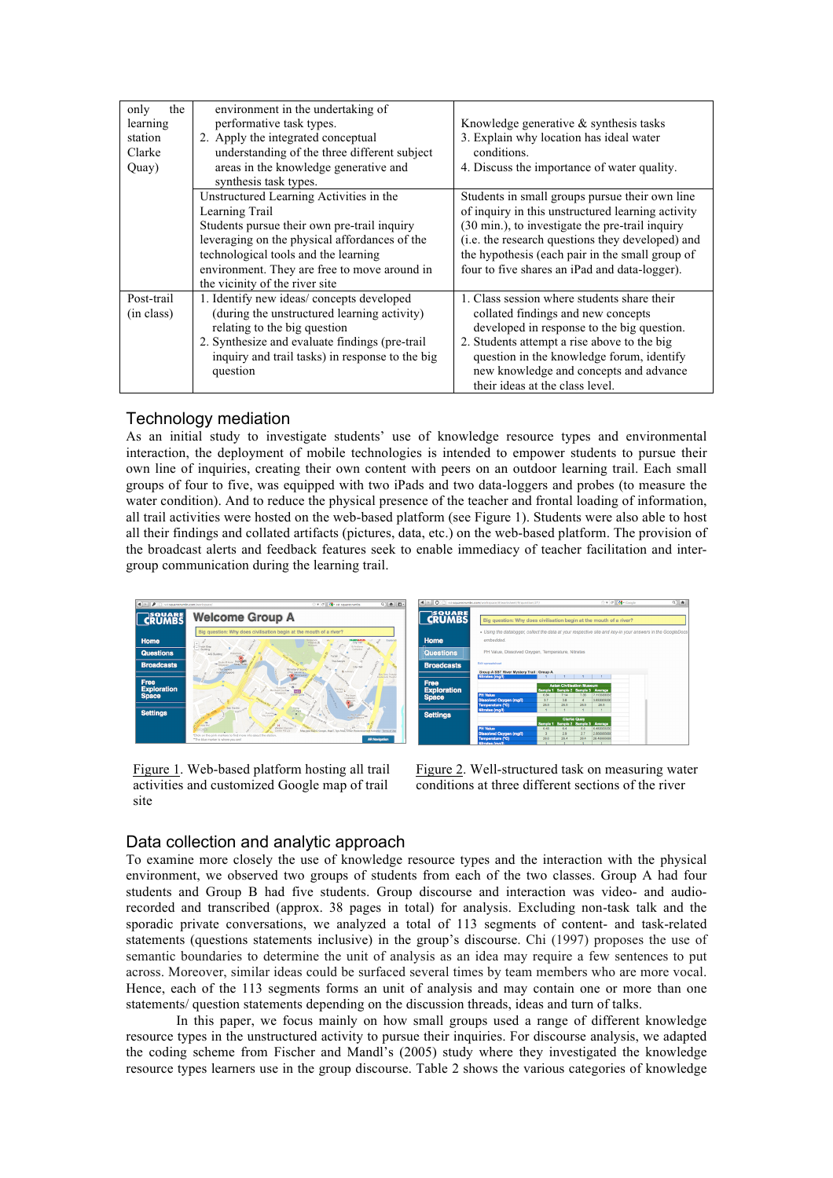| only the learning station Clarke Quay) | environment in the undertaking of performative task types.<br>2. Apply the integrated conceptual understanding of the three different subject areas in the knowledge generative and synthesis task types. | Knowledge generative & synthesis tasks<br>3. Explain why location has ideal water conditions.<br>4. Discuss the importance of water quality. |
|---|---|---|
| | Unstructured Learning Activities in the Learning Trail<br>Students pursue their own pre-trail inquiry leveraging on the physical affordances of the technological tools and the learning environment. They are free to move around in the vicinity of the river site | Students in small groups pursue their own line of inquiry in this unstructured learning activity (30 min.), to investigate the pre-trail inquiry (i.e. the research questions they developed) and the hypothesis (each pair in the small group of four to five shares an iPad and data-logger). |
| Post-trail (in class) | 1. Identify new ideas/ concepts developed (during the unstructured learning activity) relating to the big question<br>2. Synthesize and evaluate findings (pre-trail inquiry and trail tasks) in response to the big question | 1. Class session where students share their collated findings and new concepts developed in response to the big question.<br>2. Students attempt a rise above to the big question in the knowledge forum, identify new knowledge and concepts and advance their ideas at the class level. |

## Technology mediation

As an initial study to investigate students' use of knowledge resource types and environmental interaction, the deployment of mobile technologies is intended to empower students to pursue their own line of inquiries, creating their own content with peers on an outdoor learning trail. Each small groups of four to five, was equipped with two iPads and two data-loggers and probes (to measure the water condition). And to reduce the physical presence of the teacher and frontal loading of information, all trail activities were hosted on the web-based platform (see Figure 1). Students were also able to host all their findings and collated artifacts (pictures, data, etc.) on the web-based platform. The provision of the broadcast alerts and feedback features seek to enable immediacy of teacher facilitation and inter-group communication during the learning trail.

Figure 1. Web-based platform hosting all trail activities and customized Google map of trail site

Figure 2. Well-structured task on measuring water conditions at three different sections of the river

## Data collection and analytic approach

To examine more closely the use of knowledge resource types and the interaction with the physical environment, we observed two groups of students from each of the two classes. Group A had four students and Group B had five students. Group discourse and interaction was video- and audio-recorded and transcribed (approx. 38 pages in total) for analysis. Excluding non-task talk and the sporadic private conversations, we analyzed a total of 113 segments of content- and task-related statements (questions statements inclusive) in the group's discourse. Chi (1997) proposes the use of semantic boundaries to determine the unit of analysis as an idea may require a few sentences to put across. Moreover, similar ideas could be surfaced several times by team members who are more vocal. Hence, each of the 113 segments forms an unit of analysis and may contain one or more than one statements/ question statements depending on the discussion threads, ideas and turn of talks.

In this paper, we focus mainly on how small groups used a range of different knowledge resource types in the unstructured activity to pursue their inquiries. For discourse analysis, we adapted the coding scheme from Fischer and Mandl's (2005) study where they investigated the knowledge resource types learners use in the group discourse. Table 2 shows the various categories of knowledge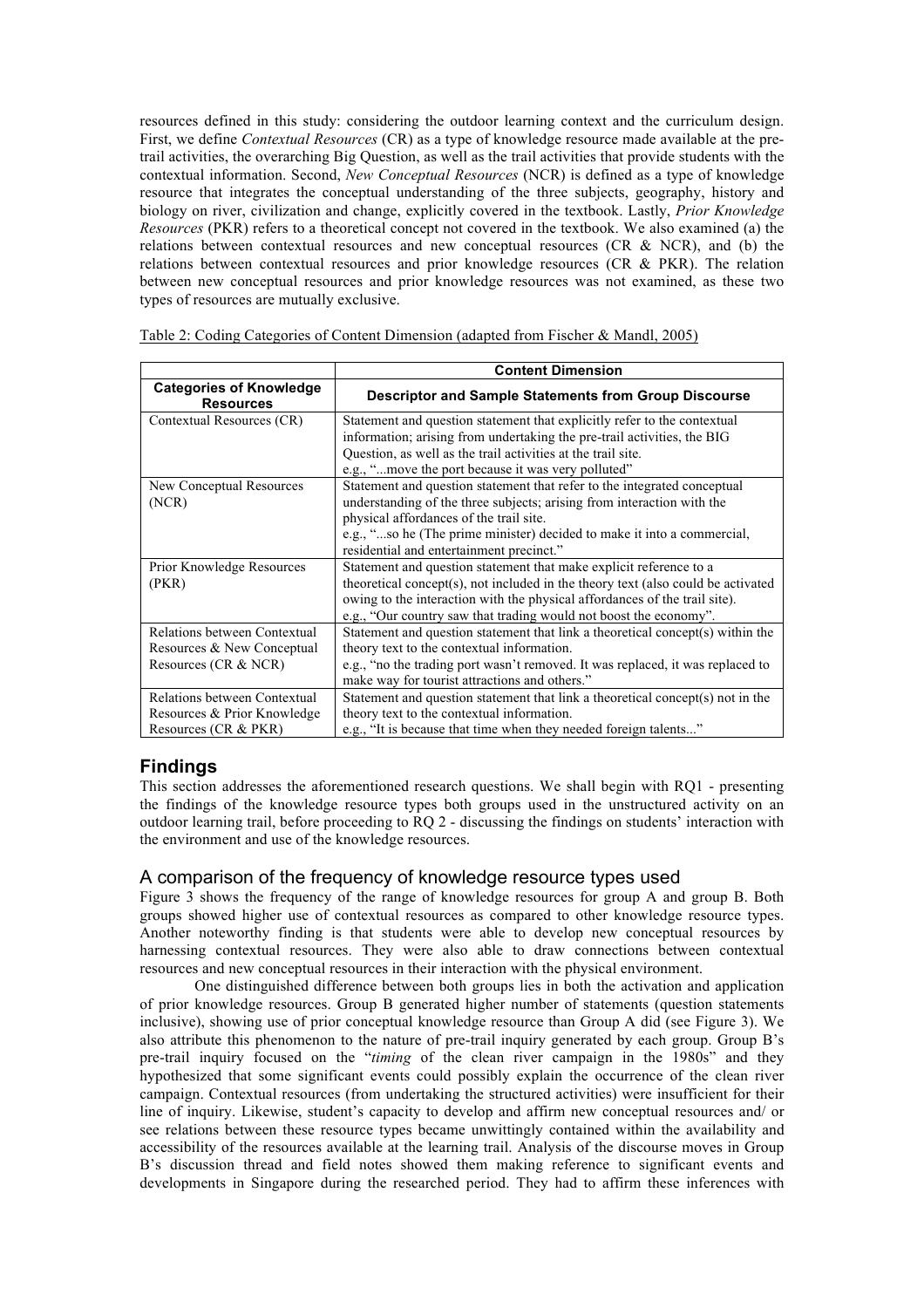resources defined in this study: considering the outdoor learning context and the curriculum design. First, we define *Contextual Resources* (CR) as a type of knowledge resource made available at the pre-trail activities, the overarching Big Question, as well as the trail activities that provide students with the contextual information. Second, *New Conceptual Resources* (NCR) is defined as a type of knowledge resource that integrates the conceptual understanding of the three subjects, geography, history and biology on river, civilization and change, explicitly covered in the textbook. Lastly, *Prior Knowledge Resources* (PKR) refers to a theoretical concept not covered in the textbook. We also examined (a) the relations between contextual resources and new conceptual resources (CR & NCR), and (b) the relations between contextual resources and prior knowledge resources (CR & PKR). The relation between new conceptual resources and prior knowledge resources was not examined, as these two types of resources are mutually exclusive.

Table 2: Coding Categories of Content Dimension (adapted from Fischer & Mandl, 2005)

| | **Content Dimension** |
|---|---|
| **Categories of Knowledge Resources** | **Descriptor and Sample Statements from Group Discourse** |
| Contextual Resources (CR) | Statement and question statement that explicitly refer to the contextual information; arising from undertaking the pre-trail activities, the BIG Question, as well as the trail activities at the trail site. e.g., "...move the port because it was very polluted" |
| New Conceptual Resources (NCR) | Statement and question statement that refer to the integrated conceptual understanding of the three subjects; arising from interaction with the physical affordances of the trail site. e.g., "...so he (The prime minister) decided to make it into a commercial, residential and entertainment precinct." |
| Prior Knowledge Resources (PKR) | Statement and question statement that make explicit reference to a theoretical concept(s), not included in the theory text (also could be activated owing to the interaction with the physical affordances of the trail site). e.g., "Our country saw that trading would not boost the economy". |
| Relations between Contextual Resources & New Conceptual Resources (CR & NCR) | Statement and question statement that link a theoretical concept(s) within the theory text to the contextual information. e.g., "no the trading port wasn't removed. It was replaced, it was replaced to make way for tourist attractions and others." |
| Relations between Contextual Resources & Prior Knowledge Resources (CR & PKR) | Statement and question statement that link a theoretical concept(s) not in the theory text to the contextual information. e.g., "It is because that time when they needed foreign talents..." |

## Findings

This section addresses the aforementioned research questions. We shall begin with RQ1 - presenting the findings of the knowledge resource types both groups used in the unstructured activity on an outdoor learning trail, before proceeding to RQ 2 - discussing the findings on students' interaction with the environment and use of the knowledge resources.

### A comparison of the frequency of knowledge resource types used

Figure 3 shows the frequency of the range of knowledge resources for group A and group B. Both groups showed higher use of contextual resources as compared to other knowledge resource types. Another noteworthy finding is that students were able to develop new conceptual resources by harnessing contextual resources. They were also able to draw connections between contextual resources and new conceptual resources in their interaction with the physical environment.

One distinguished difference between both groups lies in both the activation and application of prior knowledge resources. Group B generated higher number of statements (question statements inclusive), showing use of prior conceptual knowledge resource than Group A did (see Figure 3). We also attribute this phenomenon to the nature of pre-trail inquiry generated by each group. Group B's pre-trail inquiry focused on the "*timing* of the clean river campaign in the 1980s" and they hypothesized that some significant events could possibly explain the occurrence of the clean river campaign. Contextual resources (from undertaking the structured activities) were insufficient for their line of inquiry. Likewise, student's capacity to develop and affirm new conceptual resources and/ or see relations between these resource types became unwittingly contained within the availability and accessibility of the resources available at the learning trail. Analysis of the discourse moves in Group B's discussion thread and field notes showed them making reference to significant events and developments in Singapore during the researched period. They had to affirm these inferences with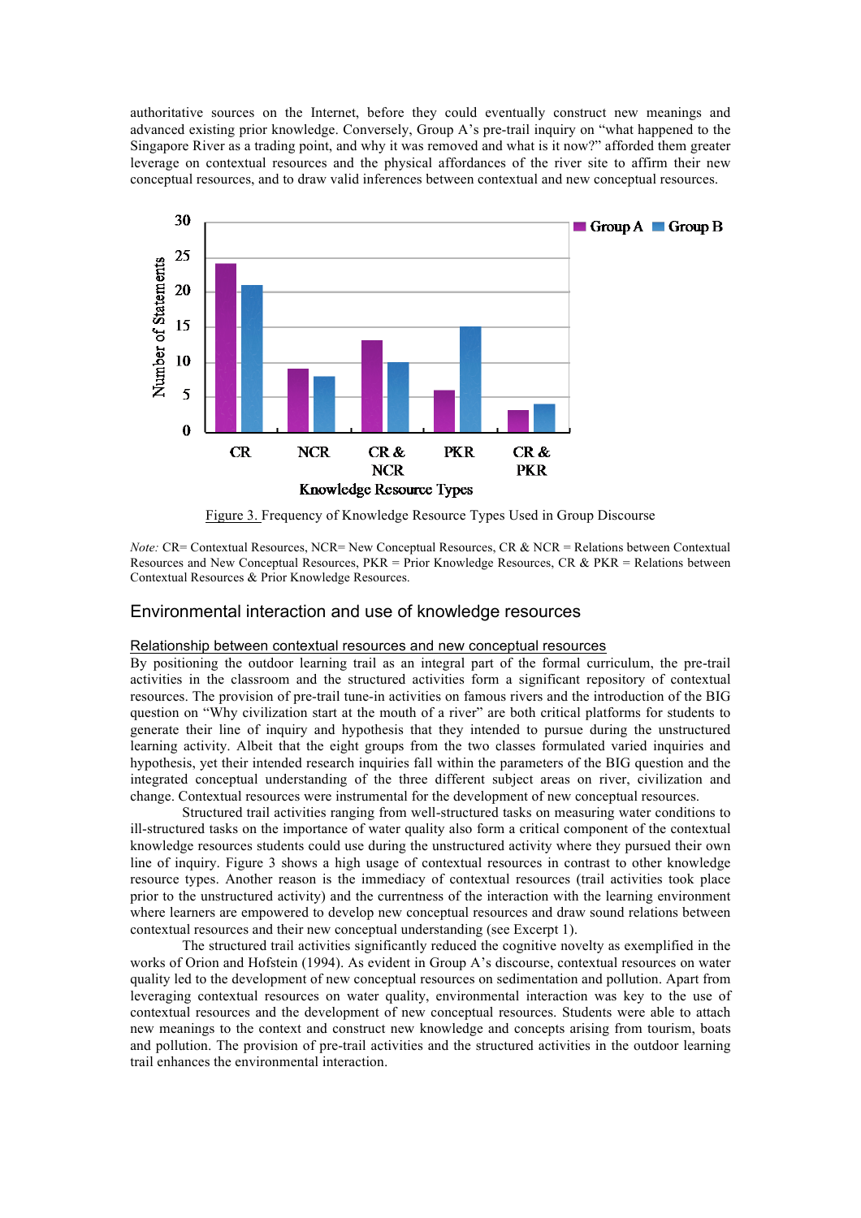authoritative sources on the Internet, before they could eventually construct new meanings and advanced existing prior knowledge. Conversely, Group A's pre-trail inquiry on "what happened to the Singapore River as a trading point, and why it was removed and what is it now?" afforded them greater leverage on contextual resources and the physical affordances of the river site to affirm their new conceptual resources, and to draw valid inferences between contextual and new conceptual resources.

Figure 3. Frequency of Knowledge Resource Types Used in Group Discourse

*Note:* CR= Contextual Resources, NCR= New Conceptual Resources, CR & NCR = Relations between Contextual Resources and New Conceptual Resources, PKR = Prior Knowledge Resources, CR & PKR = Relations between Contextual Resources & Prior Knowledge Resources.

## Environmental interaction and use of knowledge resources

### Relationship between contextual resources and new conceptual resources

By positioning the outdoor learning trail as an integral part of the formal curriculum, the pre-trail activities in the classroom and the structured activities form a significant repository of contextual resources. The provision of pre-trail tune-in activities on famous rivers and the introduction of the BIG question on "Why civilization start at the mouth of a river" are both critical platforms for students to generate their line of inquiry and hypothesis that they intended to pursue during the unstructured learning activity. Albeit that the eight groups from the two classes formulated varied inquiries and hypothesis, yet their intended research inquiries fall within the parameters of the BIG question and the integrated conceptual understanding of the three different subject areas on river, civilization and change. Contextual resources were instrumental for the development of new conceptual resources.

Structured trail activities ranging from well-structured tasks on measuring water conditions to ill-structured tasks on the importance of water quality also form a critical component of the contextual knowledge resources students could use during the unstructured activity where they pursued their own line of inquiry. Figure 3 shows a high usage of contextual resources in contrast to other knowledge resource types. Another reason is the immediacy of contextual resources (trail activities took place prior to the unstructured activity) and the currentness of the interaction with the learning environment where learners are empowered to develop new conceptual resources and draw sound relations between contextual resources and their new conceptual understanding (see Excerpt 1).

The structured trail activities significantly reduced the cognitive novelty as exemplified in the works of Orion and Hofstein (1994). As evident in Group A's discourse, contextual resources on water quality led to the development of new conceptual resources on sedimentation and pollution. Apart from leveraging contextual resources on water quality, environmental interaction was key to the use of contextual resources and the development of new conceptual resources. Students were able to attach new meanings to the context and construct new knowledge and concepts arising from tourism, boats and pollution. The provision of pre-trail activities and the structured activities in the outdoor learning trail enhances the environmental interaction.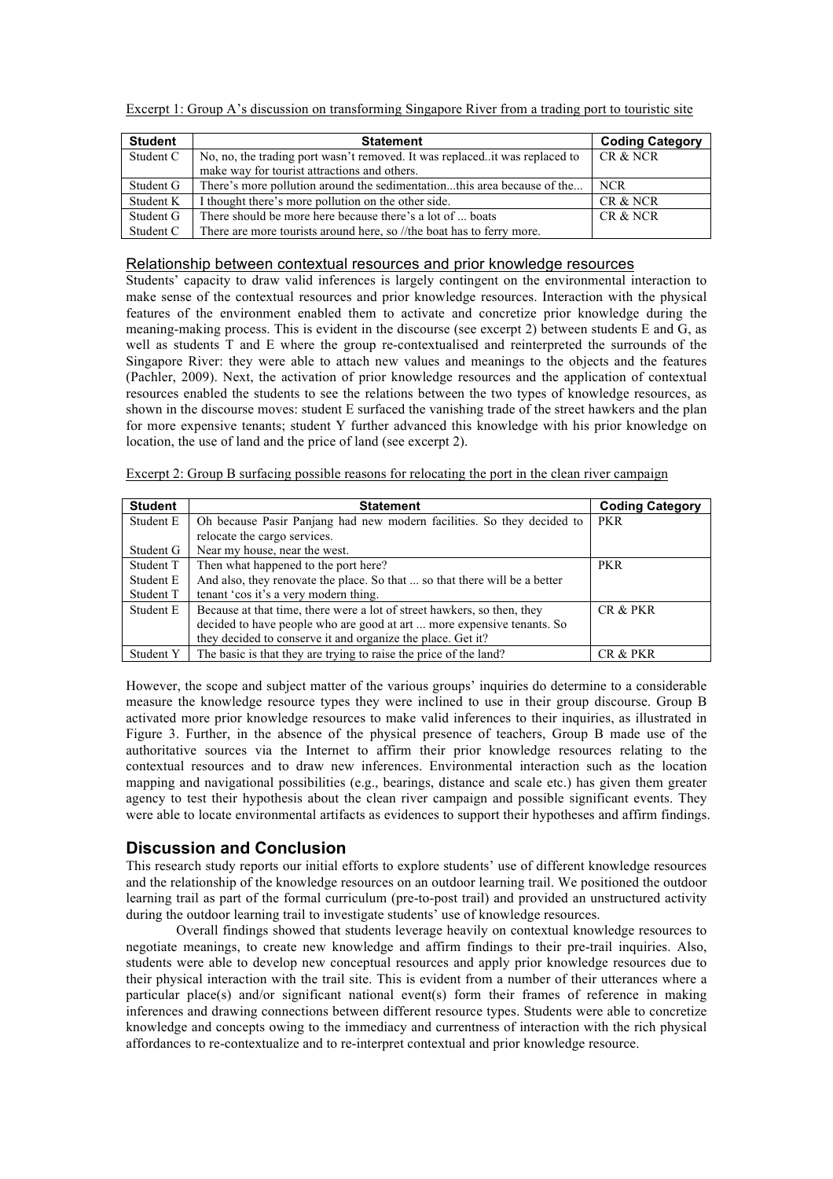Excerpt 1: Group A's discussion on transforming Singapore River from a trading port to touristic site

| Student | Statement | Coding Category |
|---|---|---|
| Student C | No, no, the trading port wasn't removed. It was replaced..it was replaced to make way for tourist attractions and others. | CR & NCR |
| Student G | There's more pollution around the sedimentation...this area because of the... | NCR |
| Student K | I thought there's more pollution on the other side. | CR & NCR |
| Student G | There should be more here because there's a lot of ... boats | CR & NCR |
| Student C | There are more tourists around here, so //the boat has to ferry more. | |

### Relationship between contextual resources and prior knowledge resources

Students' capacity to draw valid inferences is largely contingent on the environmental interaction to make sense of the contextual resources and prior knowledge resources. Interaction with the physical features of the environment enabled them to activate and concretize prior knowledge during the meaning-making process. This is evident in the discourse (see excerpt 2) between students E and G, as well as students T and E where the group re-contextualised and reinterpreted the surrounds of the Singapore River: they were able to attach new values and meanings to the objects and the features (Pachler, 2009). Next, the activation of prior knowledge resources and the application of contextual resources enabled the students to see the relations between the two types of knowledge resources, as shown in the discourse moves: student E surfaced the vanishing trade of the street hawkers and the plan for more expensive tenants; student Y further advanced this knowledge with his prior knowledge on location, the use of land and the price of land (see excerpt 2).

Excerpt 2: Group B surfacing possible reasons for relocating the port in the clean river campaign

| Student | Statement | Coding Category |
|---|---|---|
| Student E | Oh because Pasir Panjang had new modern facilities. So they decided to relocate the cargo services. | PKR |
| Student G | Near my house, near the west. | |
| Student T | Then what happened to the port here? | PKR |
| Student E | And also, they renovate the place. So that ... so that there will be a better | |
| Student T | tenant 'cos it's a very modern thing. | |
| Student E | Because at that time, there were a lot of street hawkers, so then, they decided to have people who are good at art ... more expensive tenants. So they decided to conserve it and organize the place. Get it? | CR & PKR |
| Student Y | The basic is that they are trying to raise the price of the land? | CR & PKR |

However, the scope and subject matter of the various groups' inquiries do determine to a considerable measure the knowledge resource types they were inclined to use in their group discourse. Group B activated more prior knowledge resources to make valid inferences to their inquiries, as illustrated in Figure 3. Further, in the absence of the physical presence of teachers, Group B made use of the authoritative sources via the Internet to affirm their prior knowledge resources relating to the contextual resources and to draw new inferences. Environmental interaction such as the location mapping and navigational possibilities (e.g., bearings, distance and scale etc.) has given them greater agency to test their hypothesis about the clean river campaign and possible significant events. They were able to locate environmental artifacts as evidences to support their hypotheses and affirm findings.

## Discussion and Conclusion

This research study reports our initial efforts to explore students' use of different knowledge resources and the relationship of the knowledge resources on an outdoor learning trail. We positioned the outdoor learning trail as part of the formal curriculum (pre-to-post trail) and provided an unstructured activity during the outdoor learning trail to investigate students' use of knowledge resources.

Overall findings showed that students leverage heavily on contextual knowledge resources to negotiate meanings, to create new knowledge and affirm findings to their pre-trail inquiries. Also, students were able to develop new conceptual resources and apply prior knowledge resources due to their physical interaction with the trail site. This is evident from a number of their utterances where a particular place(s) and/or significant national event(s) form their frames of reference in making inferences and drawing connections between different resource types. Students were able to concretize knowledge and concepts owing to the immediacy and currentness of interaction with the rich physical affordances to re-contextualize and to re-interpret contextual and prior knowledge resource.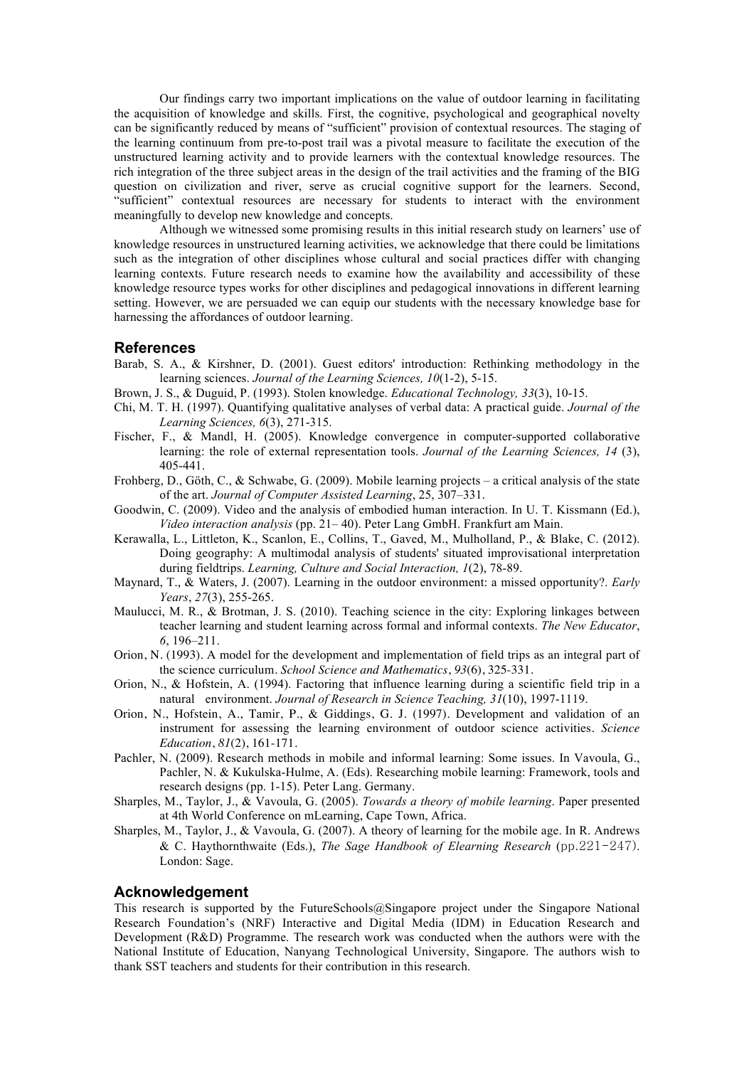Our findings carry two important implications on the value of outdoor learning in facilitating the acquisition of knowledge and skills. First, the cognitive, psychological and geographical novelty can be significantly reduced by means of "sufficient" provision of contextual resources. The staging of the learning continuum from pre-to-post trail was a pivotal measure to facilitate the execution of the unstructured learning activity and to provide learners with the contextual knowledge resources. The rich integration of the three subject areas in the design of the trail activities and the framing of the BIG question on civilization and river, serve as crucial cognitive support for the learners. Second, "sufficient" contextual resources are necessary for students to interact with the environment meaningfully to develop new knowledge and concepts.

Although we witnessed some promising results in this initial research study on learners' use of knowledge resources in unstructured learning activities, we acknowledge that there could be limitations such as the integration of other disciplines whose cultural and social practices differ with changing learning contexts. Future research needs to examine how the availability and accessibility of these knowledge resource types works for other disciplines and pedagogical innovations in different learning setting. However, we are persuaded we can equip our students with the necessary knowledge base for harnessing the affordances of outdoor learning.

## References

Barab, S. A., & Kirshner, D. (2001). Guest editors' introduction: Rethinking methodology in the learning sciences. *Journal of the Learning Sciences, 10*(1-2), 5-15.

Brown, J. S., & Duguid, P. (1993). Stolen knowledge. *Educational Technology, 33*(3), 10-15.

Chi, M. T. H. (1997). Quantifying qualitative analyses of verbal data: A practical guide. *Journal of the Learning Sciences, 6*(3), 271-315.

Fischer, F., & Mandl, H. (2005). Knowledge convergence in computer-supported collaborative learning: the role of external representation tools. *Journal of the Learning Sciences, 14* (3), 405-441.

Frohberg, D., Göth, C., & Schwabe, G. (2009). Mobile learning projects – a critical analysis of the state of the art. *Journal of Computer Assisted Learning*, 25, 307–331.

Goodwin, C. (2009). Video and the analysis of embodied human interaction. In U. T. Kissmann (Ed.), *Video interaction analysis* (pp. 21– 40). Peter Lang GmbH. Frankfurt am Main.

Kerawalla, L., Littleton, K., Scanlon, E., Collins, T., Gaved, M., Mulholland, P., & Blake, C. (2012). Doing geography: A multimodal analysis of students' situated improvisational interpretation during fieldtrips. *Learning, Culture and Social Interaction, 1*(2), 78-89.

Maynard, T., & Waters, J. (2007). Learning in the outdoor environment: a missed opportunity?. *Early Years*, *27*(3), 255-265.

Maulucci, M. R., & Brotman, J. S. (2010). Teaching science in the city: Exploring linkages between teacher learning and student learning across formal and informal contexts. *The New Educator*, *6*, 196–211.

Orion, N. (1993). A model for the development and implementation of field trips as an integral part of the science curriculum. *School Science and Mathematics*, *93*(6), 325-331.

Orion, N., & Hofstein, A. (1994). Factoring that influence learning during a scientific field trip in a natural environment. *Journal of Research in Science Teaching, 31*(10), 1997-1119.

Orion, N., Hofstein, A., Tamir, P., & Giddings, G. J. (1997). Development and validation of an instrument for assessing the learning environment of outdoor science activities. *Science Education*, *81*(2), 161-171.

Pachler, N. (2009). Research methods in mobile and informal learning: Some issues. In Vavoula, G., Pachler, N. & Kukulska-Hulme, A. (Eds). Researching mobile learning: Framework, tools and research designs (pp. 1-15). Peter Lang. Germany.

Sharples, M., Taylor, J., & Vavoula, G. (2005). *Towards a theory of mobile learning*. Paper presented at 4th World Conference on mLearning, Cape Town, Africa.

Sharples, M., Taylor, J., & Vavoula, G. (2007). A theory of learning for the mobile age. In R. Andrews & C. Haythornthwaite (Eds.), *The Sage Handbook of Elearning Research* (pp.221-247). London: Sage.

## Acknowledgement

This research is supported by the FutureSchools@Singapore project under the Singapore National Research Foundation's (NRF) Interactive and Digital Media (IDM) in Education Research and Development (R&D) Programme. The research work was conducted when the authors were with the National Institute of Education, Nanyang Technological University, Singapore. The authors wish to thank SST teachers and students for their contribution in this research.